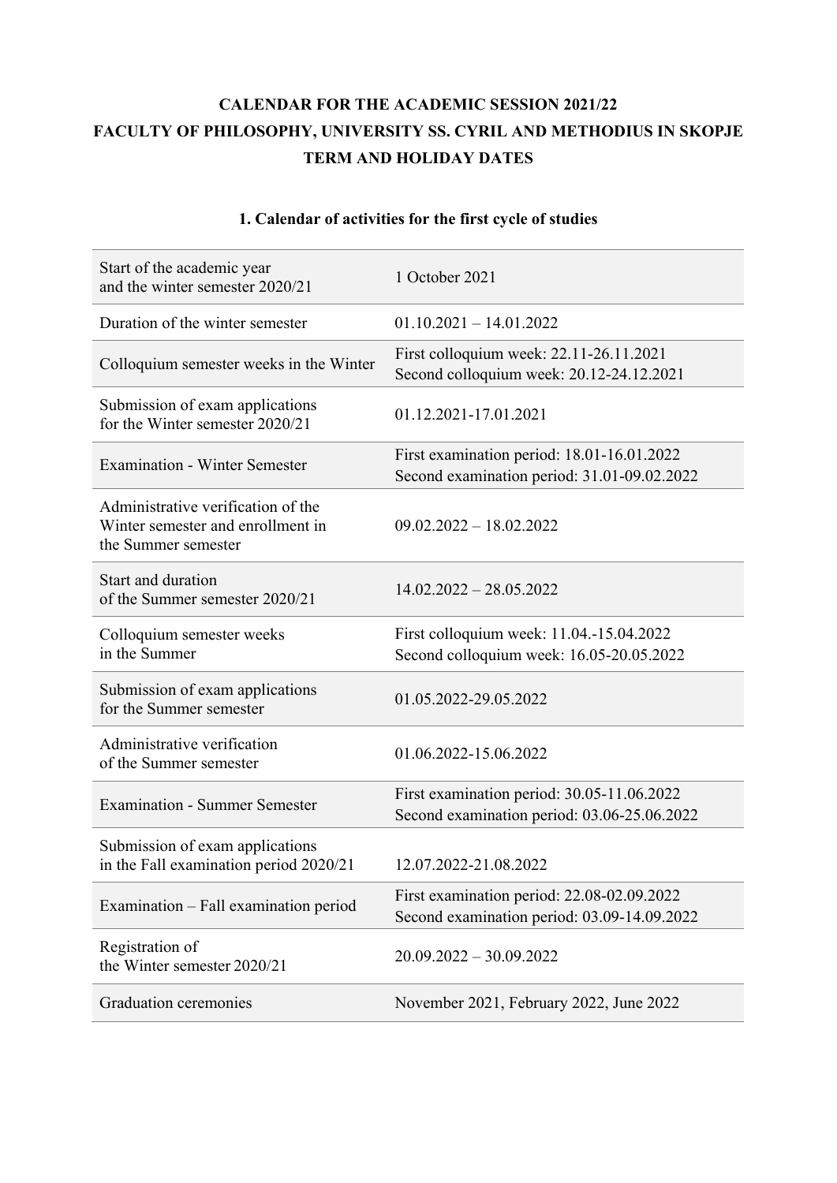**CALENDAR FOR THE ACADEMIC SESSION 2021/22**
**FACULTY OF PHILOSOPHY, UNIVERSITY SS. CYRIL AND METHODIUS IN SKOPJE**
**TERM AND HOLIDAY DATES**

### 1. Calendar of activities for the first cycle of studies

| | |
|---|---|
| Start of the academic year and the winter semester 2020/21 | 1 October 2021 |
| Duration of the winter semester | 01.10.2021 – 14.01.2022 |
| Colloquium semester weeks in the Winter | First colloquium week: 22.11-26.11.2021<br>Second colloquium week: 20.12-24.12.2021 |
| Submission of exam applications for the Winter semester 2020/21 | 01.12.2021-17.01.2021 |
| Examination - Winter Semester | First examination period: 18.01-16.01.2022<br>Second examination period: 31.01-09.02.2022 |
| Administrative verification of the Winter semester and enrollment in the Summer semester | 09.02.2022 – 18.02.2022 |
| Start and duration of the Summer semester 2020/21 | 14.02.2022 – 28.05.2022 |
| Colloquium semester weeks in the Summer | First colloquium week: 11.04.-15.04.2022<br>Second colloquium week: 16.05-20.05.2022 |
| Submission of exam applications for the Summer semester | 01.05.2022-29.05.2022 |
| Administrative verification of the Summer semester | 01.06.2022-15.06.2022 |
| Examination - Summer Semester | First examination period: 30.05-11.06.2022<br>Second examination period: 03.06-25.06.2022 |
| Submission of exam applications in the Fall examination period 2020/21 | 12.07.2022-21.08.2022 |
| Examination – Fall examination period | First examination period: 22.08-02.09.2022<br>Second examination period: 03.09-14.09.2022 |
| Registration of the Winter semester 2020/21 | 20.09.2022 – 30.09.2022 |
| Graduation ceremonies | November 2021, February 2022, June 2022 |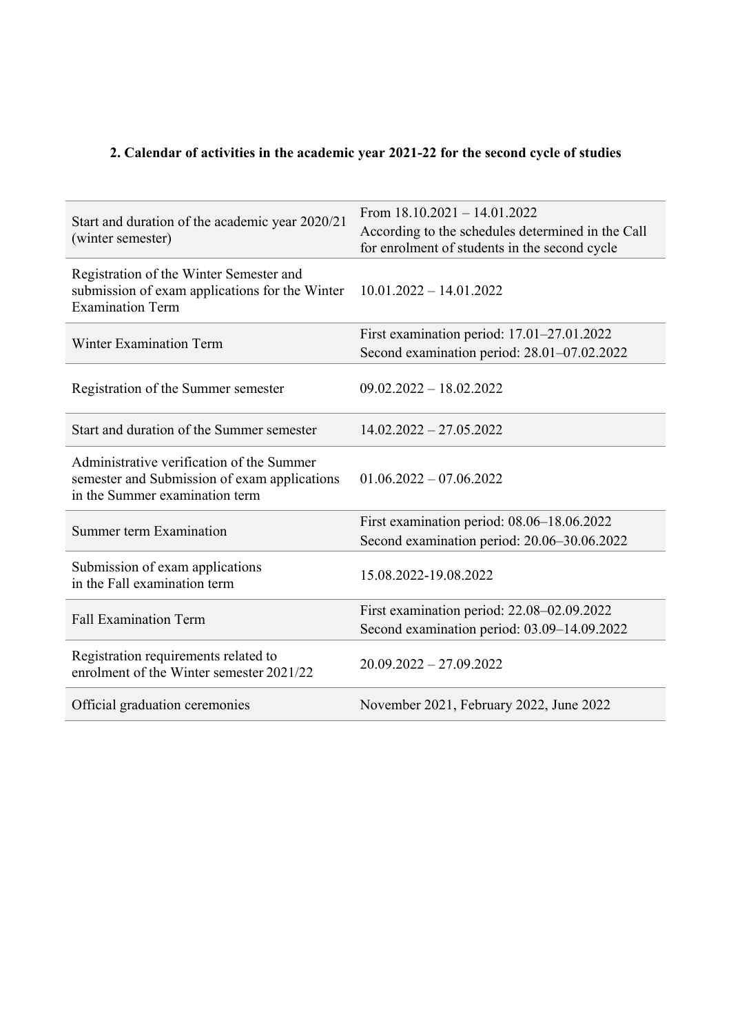## 2. Calendar of activities in the academic year 2021-22 for the second cycle of studies

| | |
|---|---|
| Start and duration of the academic year 2020/21 (winter semester) | From 18.10.2021 – 14.01.2022<br>According to the schedules determined in the Call for enrolment of students in the second cycle |
| Registration of the Winter Semester and submission of exam applications for the Winter Examination Term | 10.01.2022 – 14.01.2022 |
| Winter Examination Term | First examination period: 17.01–27.01.2022<br>Second examination period: 28.01–07.02.2022 |
| Registration of the Summer semester | 09.02.2022 – 18.02.2022 |
| Start and duration of the Summer semester | 14.02.2022 – 27.05.2022 |
| Administrative verification of the Summer semester and Submission of exam applications in the Summer examination term | 01.06.2022 – 07.06.2022 |
| Summer term Examination | First examination period: 08.06–18.06.2022<br>Second examination period: 20.06–30.06.2022 |
| Submission of exam applications in the Fall examination term | 15.08.2022-19.08.2022 |
| Fall Examination Term | First examination period: 22.08–02.09.2022<br>Second examination period: 03.09–14.09.2022 |
| Registration requirements related to enrolment of the Winter semester 2021/22 | 20.09.2022 – 27.09.2022 |
| Official graduation ceremonies | November 2021, February 2022, June 2022 |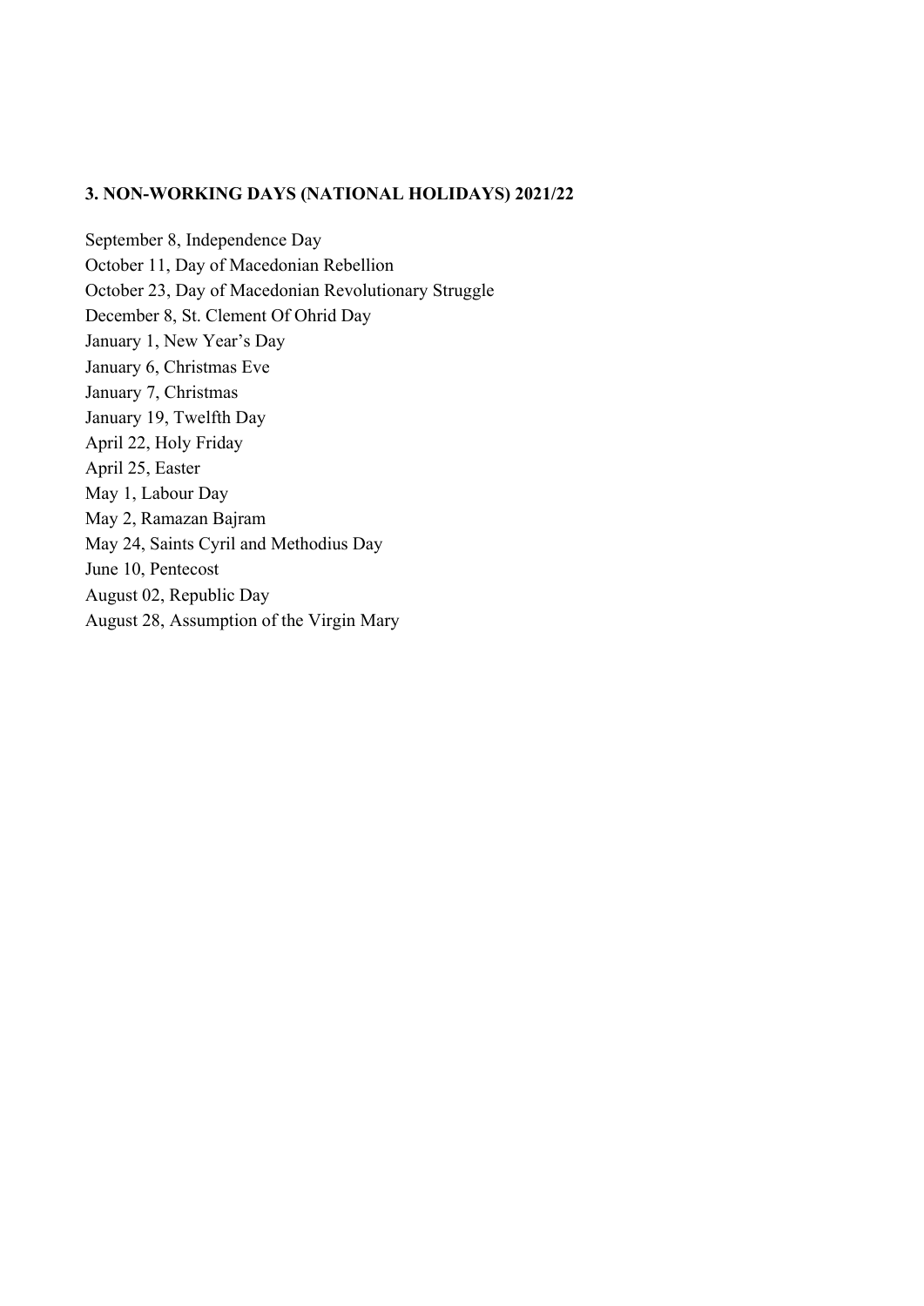### 3. NON-WORKING DAYS (NATIONAL HOLIDAYS) 2021/22

September 8, Independence Day
October 11, Day of Macedonian Rebellion
October 23, Day of Macedonian Revolutionary Struggle
December 8, St. Clement Of Ohrid Day
January 1, New Year's Day
January 6, Christmas Eve
January 7, Christmas
January 19, Twelfth Day
April 22, Holy Friday
April 25, Easter
May 1, Labour Day
May 2, Ramazan Bajram
May 24, Saints Cyril and Methodius Day
June 10, Pentecost
August 02, Republic Day
August 28, Assumption of the Virgin Mary